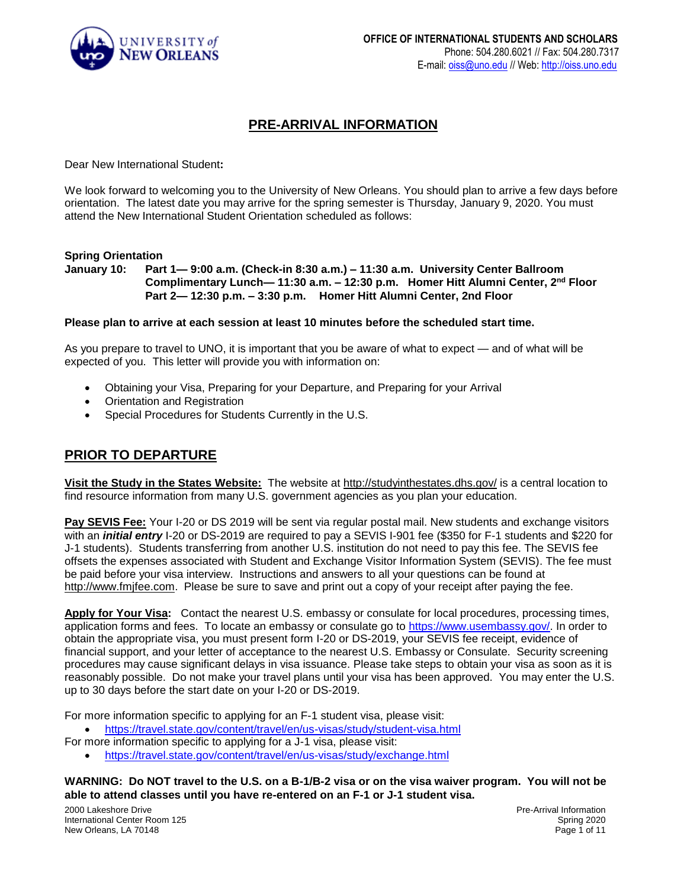**OFFICE OF INTERNATIONAL STUDENTS AND SCHOLARS**
Phone: 504.280.6021 // Fax: 504.280.7317
E-mail: oiss@uno.edu // Web: http://oiss.uno.edu

# PRE-ARRIVAL INFORMATION

Dear New International Student**:**

We look forward to welcoming you to the University of New Orleans. You should plan to arrive a few days before orientation. The latest date you may arrive for the spring semester is Thursday, January 9, 2020. You must attend the New International Student Orientation scheduled as follows:

**Spring Orientation**
**January 10:** **Part 1— 9:00 a.m. (Check-in 8:30 a.m.) – 11:30 a.m. University Center Ballroom**
**Complimentary Lunch— 11:30 a.m. – 12:30 p.m. Homer Hitt Alumni Center, 2nd Floor**
**Part 2— 12:30 p.m. – 3:30 p.m. Homer Hitt Alumni Center, 2nd Floor**

**Please plan to arrive at each session at least 10 minutes before the scheduled start time.**

As you prepare to travel to UNO, it is important that you be aware of what to expect — and of what will be expected of you. This letter will provide you with information on:

- Obtaining your Visa, Preparing for your Departure, and Preparing for your Arrival
- Orientation and Registration
- Special Procedures for Students Currently in the U.S.

## PRIOR TO DEPARTURE

**Visit the Study in the States Website:** The website at http://studyinthestates.dhs.gov/ is a central location to find resource information from many U.S. government agencies as you plan your education.

**Pay SEVIS Fee:** Your I-20 or DS 2019 will be sent via regular postal mail. New students and exchange visitors with an ***initial entry*** I-20 or DS-2019 are required to pay a SEVIS I-901 fee ($350 for F-1 students and $220 for J-1 students). Students transferring from another U.S. institution do not need to pay this fee. The SEVIS fee offsets the expenses associated with Student and Exchange Visitor Information System (SEVIS). The fee must be paid before your visa interview. Instructions and answers to all your questions can be found at http://www.fmjfee.com. Please be sure to save and print out a copy of your receipt after paying the fee.

**Apply for Your Visa:** Contact the nearest U.S. embassy or consulate for local procedures, processing times, application forms and fees. To locate an embassy or consulate go to https://www.usembassy.gov/. In order to obtain the appropriate visa, you must present form I-20 or DS-2019, your SEVIS fee receipt, evidence of financial support, and your letter of acceptance to the nearest U.S. Embassy or Consulate. Security screening procedures may cause significant delays in visa issuance. Please take steps to obtain your visa as soon as it is reasonably possible. Do not make your travel plans until your visa has been approved. You may enter the U.S. up to 30 days before the start date on your I-20 or DS-2019.

For more information specific to applying for an F-1 student visa, please visit:

- https://travel.state.gov/content/travel/en/us-visas/study/student-visa.html

For more information specific to applying for a J-1 visa, please visit:

- https://travel.state.gov/content/travel/en/us-visas/study/exchange.html

**WARNING: Do NOT travel to the U.S. on a B-1/B-2 visa or on the visa waiver program. You will not be able to attend classes until you have re-entered on an F-1 or J-1 student visa.**

2000 Lakeshore Drive
International Center Room 125
New Orleans, LA 70148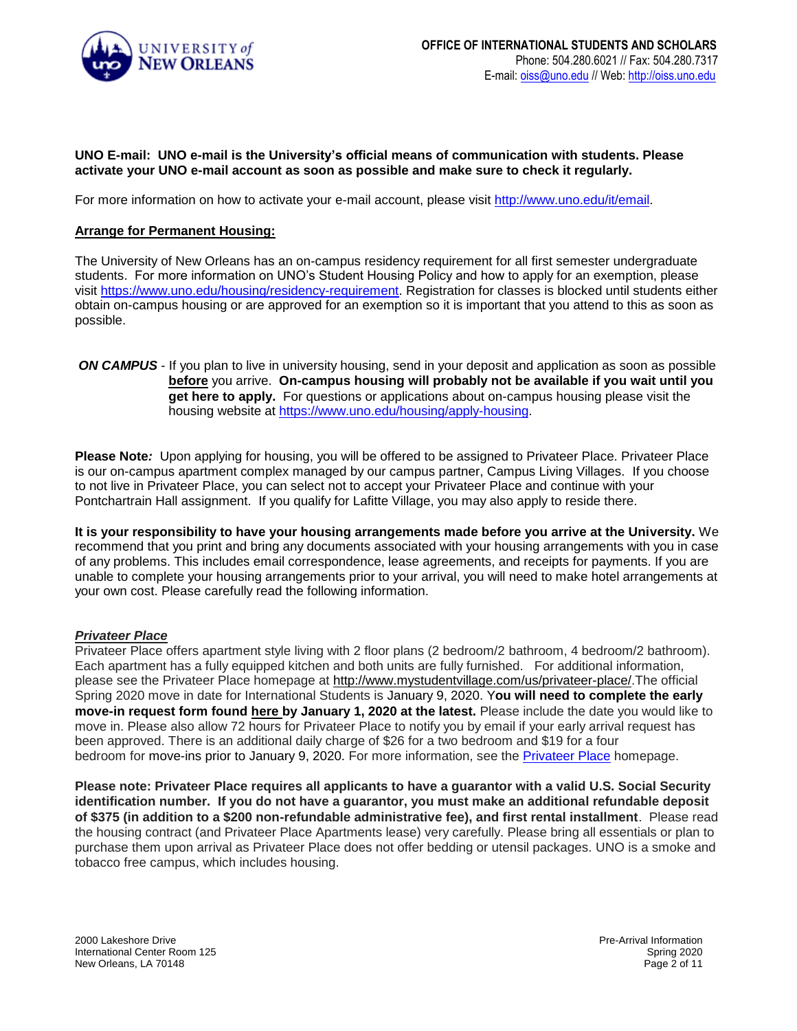**UNO E-mail: UNO e-mail is the University's official means of communication with students. Please activate your UNO e-mail account as soon as possible and make sure to check it regularly.**

For more information on how to activate your e-mail account, please visit http://www.uno.edu/it/email.

**Arrange for Permanent Housing:**

The University of New Orleans has an on-campus residency requirement for all first semester undergraduate students. For more information on UNO's Student Housing Policy and how to apply for an exemption, please visit https://www.uno.edu/housing/residency-requirement. Registration for classes is blocked until students either obtain on-campus housing or are approved for an exemption so it is important that you attend to this as soon as possible.

***ON CAMPUS*** - If you plan to live in university housing, send in your deposit and application as soon as possible **before** you arrive. **On-campus housing will probably not be available if you wait until you get here to apply.** For questions or applications about on-campus housing please visit the housing website at https://www.uno.edu/housing/apply-housing.

**Please Note*:*** Upon applying for housing, you will be offered to be assigned to Privateer Place. Privateer Place is our on-campus apartment complex managed by our campus partner, Campus Living Villages. If you choose to not live in Privateer Place, you can select not to accept your Privateer Place and continue with your Pontchartrain Hall assignment. If you qualify for Lafitte Village, you may also apply to reside there.

**It is your responsibility to have your housing arrangements made before you arrive at the University.** We recommend that you print and bring any documents associated with your housing arrangements with you in case of any problems. This includes email correspondence, lease agreements, and receipts for payments. If you are unable to complete your housing arrangements prior to your arrival, you will need to make hotel arrangements at your own cost. Please carefully read the following information.

***Privateer Place***

Privateer Place offers apartment style living with 2 floor plans (2 bedroom/2 bathroom, 4 bedroom/2 bathroom). Each apartment has a fully equipped kitchen and both units are fully furnished. For additional information, please see the Privateer Place homepage at http://www.mystudentvillage.com/us/privateer-place/.The official Spring 2020 move in date for International Students is January 9, 2020. Y**ou will need to complete the early move-in request form found here by January 1, 2020 at the latest.** Please include the date you would like to move in. Please also allow 72 hours for Privateer Place to notify you by email if your early arrival request has been approved. There is an additional daily charge of $26 for a two bedroom and $19 for a four bedroom for move-ins prior to January 9, 2020. For more information, see the Privateer Place homepage.

**Please note: Privateer Place requires all applicants to have a guarantor with a valid U.S. Social Security identification number. If you do not have a guarantor, you must make an additional refundable deposit of $375 (in addition to a $200 non-refundable administrative fee), and first rental installment**. Please read the housing contract (and Privateer Place Apartments lease) very carefully. Please bring all essentials or plan to purchase them upon arrival as Privateer Place does not offer bedding or utensil packages. UNO is a smoke and tobacco free campus, which includes housing.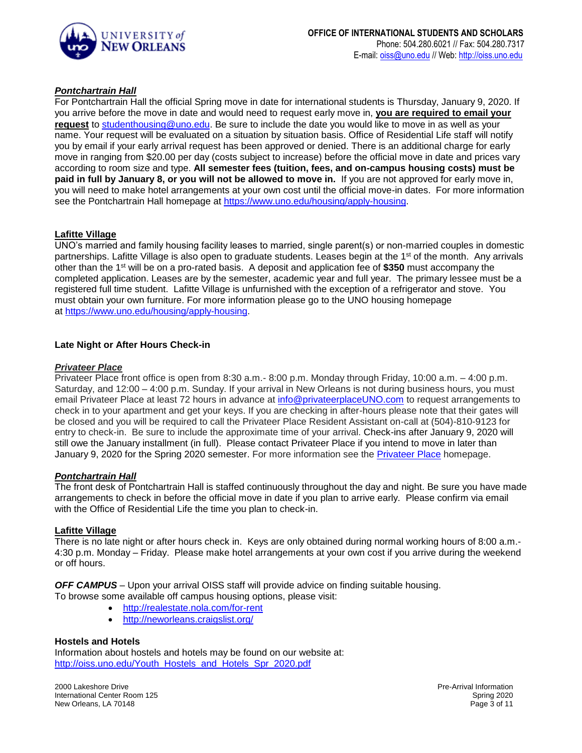### ***Pontchartrain Hall***

For Pontchartrain Hall the official Spring move in date for international students is Thursday, January 9, 2020. If you arrive before the move in date and would need to request early move in, **you are required to email your request** to studenthousing@uno.edu. Be sure to include the date you would like to move in as well as your name. Your request will be evaluated on a situation by situation basis. Office of Residential Life staff will notify you by email if your early arrival request has been approved or denied. There is an additional charge for early move in ranging from $20.00 per day (costs subject to increase) before the official move in date and prices vary according to room size and type. **All semester fees (tuition, fees, and on-campus housing costs) must be paid in full by January 8, or you will not be allowed to move in.** If you are not approved for early move in, you will need to make hotel arrangements at your own cost until the official move-in dates. For more information see the Pontchartrain Hall homepage at https://www.uno.edu/housing/apply-housing.

### Lafitte Village

UNO's married and family housing facility leases to married, single parent(s) or non-married couples in domestic partnerships. Lafitte Village is also open to graduate students. Leases begin at the 1st of the month. Any arrivals other than the 1st will be on a pro-rated basis. A deposit and application fee of **$350** must accompany the completed application. Leases are by the semester, academic year and full year. The primary lessee must be a registered full time student. Lafitte Village is unfurnished with the exception of a refrigerator and stove. You must obtain your own furniture. For more information please go to the UNO housing homepage at https://www.uno.edu/housing/apply-housing.

## Late Night or After Hours Check-in

### ***Privateer Place***

Privateer Place front office is open from 8:30 a.m.- 8:00 p.m. Monday through Friday, 10:00 a.m. – 4:00 p.m. Saturday, and 12:00 – 4:00 p.m. Sunday. If your arrival in New Orleans is not during business hours, you must email Privateer Place at least 72 hours in advance at info@privateerplaceUNO.com to request arrangements to check in to your apartment and get your keys. If you are checking in after-hours please note that their gates will be closed and you will be required to call the Privateer Place Resident Assistant on-call at (504)-810-9123 for entry to check-in. Be sure to include the approximate time of your arrival. Check-ins after January 9, 2020 will still owe the January installment (in full). Please contact Privateer Place if you intend to move in later than January 9, 2020 for the Spring 2020 semester. For more information see the Privateer Place homepage.

### ***Pontchartrain Hall***

The front desk of Pontchartrain Hall is staffed continuously throughout the day and night. Be sure you have made arrangements to check in before the official move in date if you plan to arrive early. Please confirm via email with the Office of Residential Life the time you plan to check-in.

### Lafitte Village

There is no late night or after hours check in. Keys are only obtained during normal working hours of 8:00 a.m.- 4:30 p.m. Monday – Friday. Please make hotel arrangements at your own cost if you arrive during the weekend or off hours.

***OFF CAMPUS*** – Upon your arrival OISS staff will provide advice on finding suitable housing. To browse some available off campus housing options, please visit:

- http://realestate.nola.com/for-rent
- http://neworleans.craigslist.org/

## Hostels and Hotels

Information about hostels and hotels may be found on our website at: http://oiss.uno.edu/Youth_Hostels_and_Hotels_Spr_2020.pdf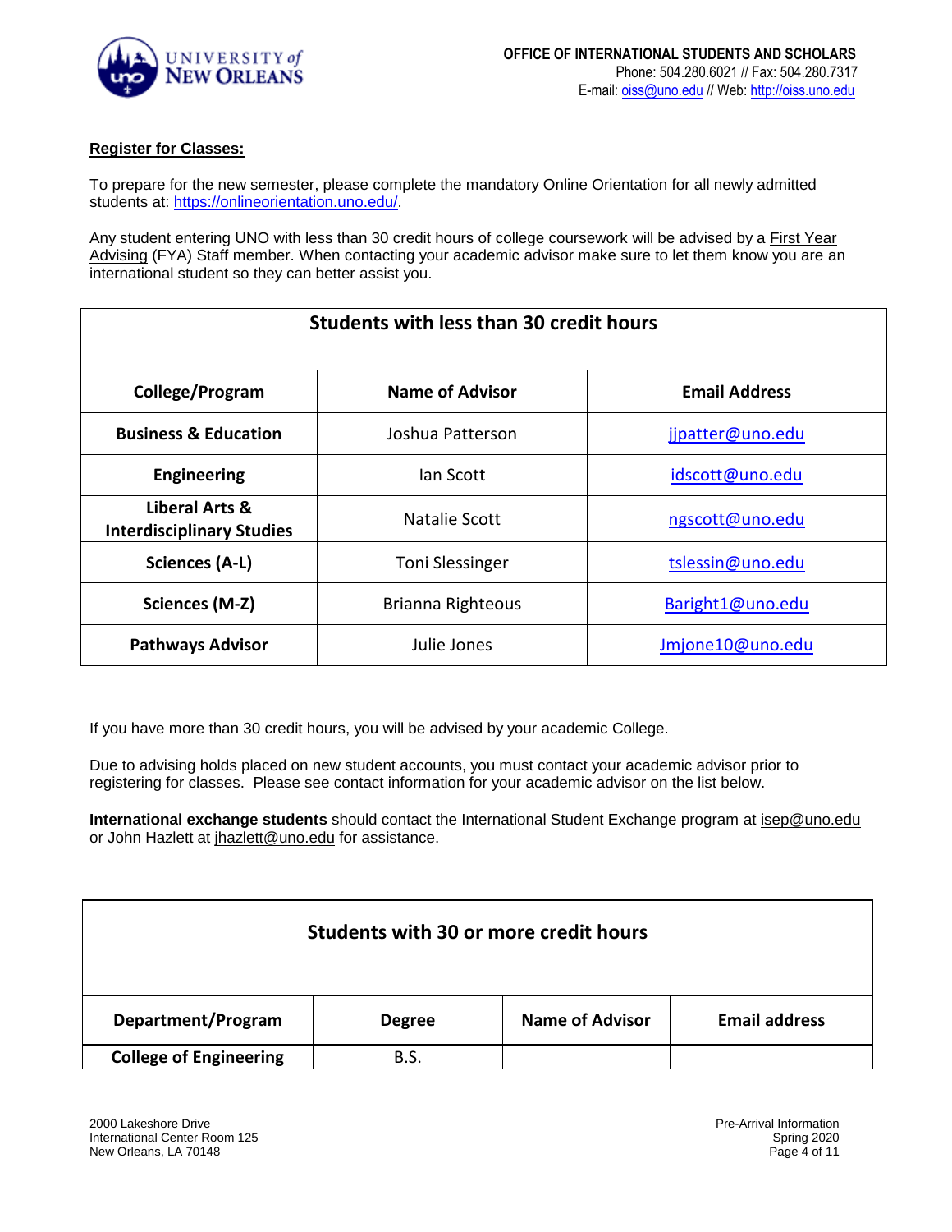**Register for Classes:**

To prepare for the new semester, please complete the mandatory Online Orientation for all newly admitted students at: https://onlineorientation.uno.edu/.

Any student entering UNO with less than 30 credit hours of college coursework will be advised by a First Year Advising (FYA) Staff member. When contacting your academic advisor make sure to let them know you are an international student so they can better assist you.

| Students with less than 30 credit hours | | |
|---|---|---|
| **College/Program** | **Name of Advisor** | **Email Address** |
| **Business & Education** | Joshua Patterson | jjpatter@uno.edu |
| **Engineering** | Ian Scott | idscott@uno.edu |
| **Liberal Arts & Interdisciplinary Studies** | Natalie Scott | ngscott@uno.edu |
| **Sciences (A-L)** | Toni Slessinger | tslessin@uno.edu |
| **Sciences (M-Z)** | Brianna Righteous | Baright1@uno.edu |
| **Pathways Advisor** | Julie Jones | Jmjone10@uno.edu |

If you have more than 30 credit hours, you will be advised by your academic College.

Due to advising holds placed on new student accounts, you must contact your academic advisor prior to registering for classes. Please see contact information for your academic advisor on the list below.

**International exchange students** should contact the International Student Exchange program at isep@uno.edu or John Hazlett at jhazlett@uno.edu for assistance.

| Students with 30 or more credit hours | | | |
|---|---|---|---|
| **Department/Program** | **Degree** | **Name of Advisor** | **Email address** |
| **College of Engineering** | B.S. | | |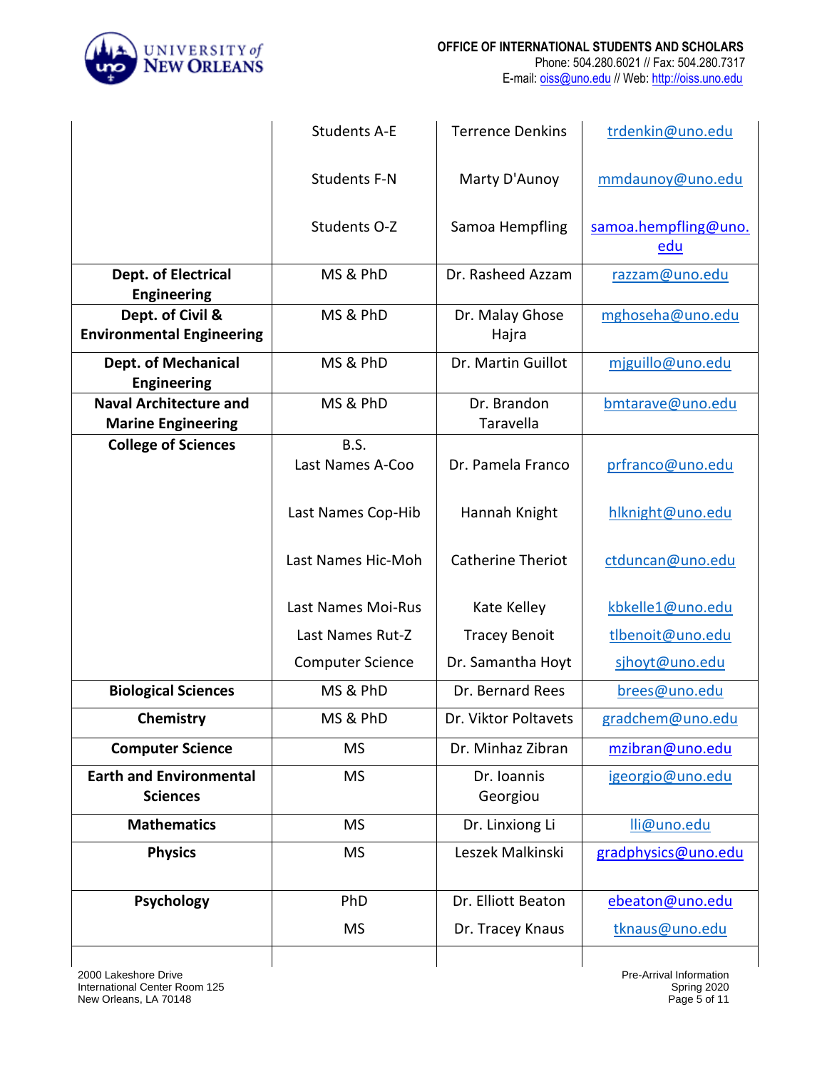| | | | |
|---|---|---|---|
| | Students A-E | Terrence Denkins | trdenkin@uno.edu |
| | Students F-N | Marty D'Aunoy | mmdaunoy@uno.edu |
| | Students O-Z | Samoa Hempfling | samoa.hempfling@uno.edu |
| **Dept. of Electrical Engineering** | MS & PhD | Dr. Rasheed Azzam | razzam@uno.edu |
| **Dept. of Civil & Environmental Engineering** | MS & PhD | Dr. Malay Ghose Hajra | mghoseha@uno.edu |
| **Dept. of Mechanical Engineering** | MS & PhD | Dr. Martin Guillot | mjguillo@uno.edu |
| **Naval Architecture and Marine Engineering** | MS & PhD | Dr. Brandon Taravella | bmtarave@uno.edu |
| **College of Sciences** | B.S. Last Names A-Coo | Dr. Pamela Franco | prfranco@uno.edu |
| | Last Names Cop-Hib | Hannah Knight | hlknight@uno.edu |
| | Last Names Hic-Moh | Catherine Theriot | ctduncan@uno.edu |
| | Last Names Moi-Rus | Kate Kelley | kbkelle1@uno.edu |
| | Last Names Rut-Z | Tracey Benoit | tlbenoit@uno.edu |
| | Computer Science | Dr. Samantha Hoyt | sjhoyt@uno.edu |
| **Biological Sciences** | MS & PhD | Dr. Bernard Rees | brees@uno.edu |
| **Chemistry** | MS & PhD | Dr. Viktor Poltavets | gradchem@uno.edu |
| **Computer Science** | MS | Dr. Minhaz Zibran | mzibran@uno.edu |
| **Earth and Environmental Sciences** | MS | Dr. Ioannis Georgiou | igeorgio@uno.edu |
| **Mathematics** | MS | Dr. Linxiong Li | lli@uno.edu |
| **Physics** | MS | Leszek Malkinski | gradphysics@uno.edu |
| **Psychology** | PhD | Dr. Elliott Beaton | ebeaton@uno.edu |
| | MS | Dr. Tracey Knaus | tknaus@uno.edu |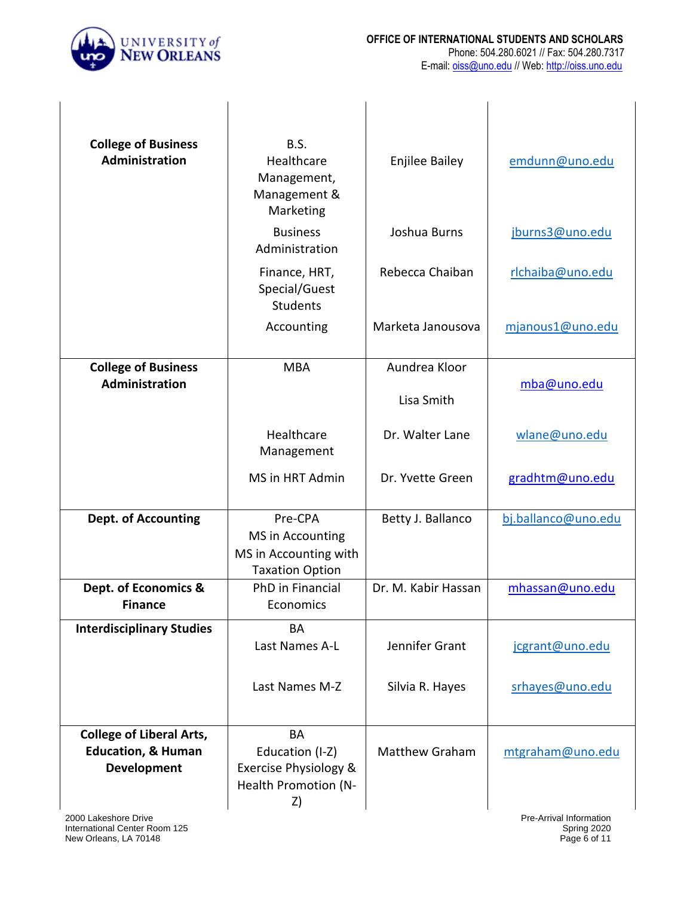| | | | |
|---|---|---|---|
| **College of Business Administration** | B.S. Healthcare Management, Management & Marketing | Enjilee Bailey | emdunn@uno.edu |
| | Business Administration | Joshua Burns | jburns3@uno.edu |
| | Finance, HRT, Special/Guest Students | Rebecca Chaiban | rlchaiba@uno.edu |
| | Accounting | Marketa Janousova | mjanous1@uno.edu |
| **College of Business Administration** | MBA | Aundrea Kloor<br>Lisa Smith | mba@uno.edu |
| | Healthcare Management | Dr. Walter Lane | wlane@uno.edu |
| | MS in HRT Admin | Dr. Yvette Green | gradhtm@uno.edu |
| **Dept. of Accounting** | Pre-CPA<br>MS in Accounting<br>MS in Accounting with Taxation Option | Betty J. Ballanco | bj.ballanco@uno.edu |
| **Dept. of Economics & Finance** | PhD in Financial Economics | Dr. M. Kabir Hassan | mhassan@uno.edu |
| **Interdisciplinary Studies** | BA<br>Last Names A-L | Jennifer Grant | jcgrant@uno.edu |
| | Last Names M-Z | Silvia R. Hayes | srhayes@uno.edu |
| **College of Liberal Arts, Education, & Human Development** | BA<br>Education (I-Z)<br>Exercise Physiology & Health Promotion (N-Z) | Matthew Graham | mtgraham@uno.edu |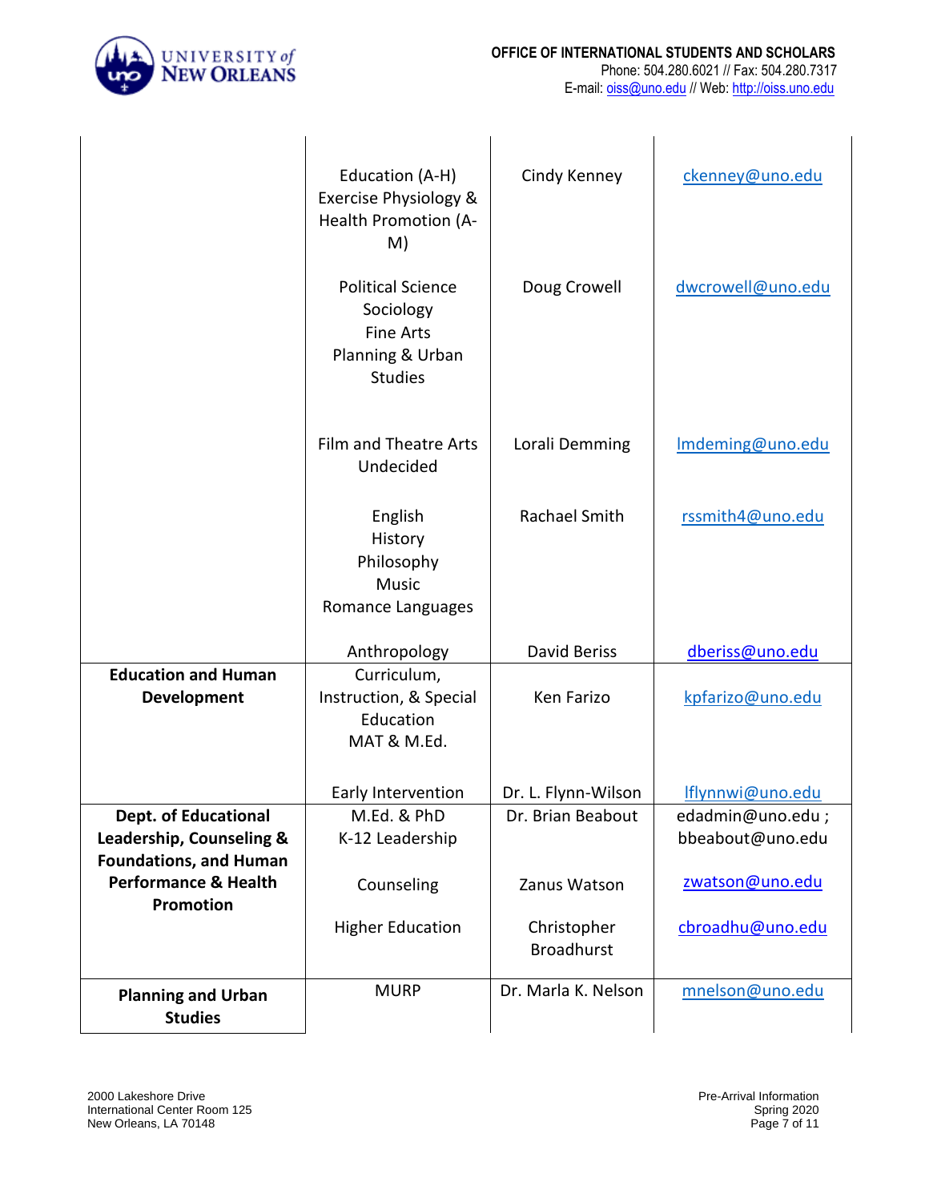| | | | |
|---|---|---|---|
| | Education (A-H)<br>Exercise Physiology & Health Promotion (A-M) | Cindy Kenney | ckenney@uno.edu |
| | Political Science<br>Sociology<br>Fine Arts<br>Planning & Urban Studies | Doug Crowell | dwcrowell@uno.edu |
| | Film and Theatre Arts<br>Undecided | Lorali Demming | lmdeming@uno.edu |
| | English<br>History<br>Philosophy<br>Music<br>Romance Languages | Rachael Smith | rssmith4@uno.edu |
| | Anthropology | David Beriss | dberiss@uno.edu |
| **Education and Human Development** | Curriculum, Instruction, & Special Education<br>MAT & M.Ed. | Ken Farizo | kpfarizo@uno.edu |
| | Early Intervention | Dr. L. Flynn-Wilson | lflynnwi@uno.edu |
| **Dept. of Educational Leadership, Counseling & Foundations, and Human Performance & Health Promotion** | M.Ed. & PhD<br>K-12 Leadership | Dr. Brian Beabout | edadmin@uno.edu ; bbeabout@uno.edu |
| | Counseling | Zanus Watson | zwatson@uno.edu |
| | Higher Education | Christopher Broadhurst | cbroadhu@uno.edu |
| **Planning and Urban Studies** | MURP | Dr. Marla K. Nelson | mnelson@uno.edu |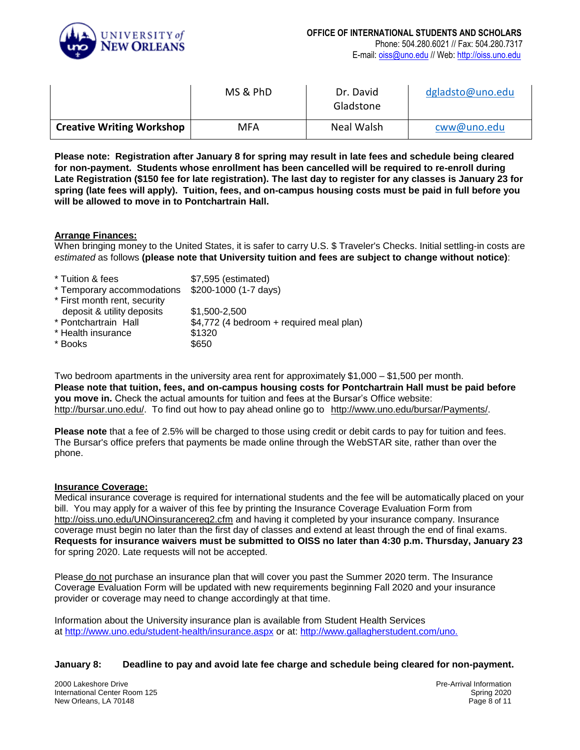| | MS & PhD | Dr. David Gladstone | dgladsto@uno.edu |
|---|---|---|---|
| **Creative Writing Workshop** | MFA | Neal Walsh | cww@uno.edu |

**Please note: Registration after January 8 for spring may result in late fees and schedule being cleared for non-payment. Students whose enrollment has been cancelled will be required to re-enroll during Late Registration ($150 fee for late registration). The last day to register for any classes is January 23 for spring (late fees will apply). Tuition, fees, and on-campus housing costs must be paid in full before you will be allowed to move in to Pontchartrain Hall.**

## Arrange Finances:

When bringing money to the United States, it is safer to carry U.S. $ Traveler's Checks. Initial settling-in costs are *estimated* as follows **(please note that University tuition and fees are subject to change without notice)**:

| | |
|---|---|
| * Tuition & fees | $7,595 (estimated) |
| * Temporary accommodations | $200-1000 (1-7 days) |
| * First month rent, security deposit & utility deposits | $1,500-2,500 |
| * Pontchartrain Hall | $4,772 (4 bedroom + required meal plan) |
| * Health insurance | $1320 |
| * Books | $650 |

Two bedroom apartments in the university area rent for approximately $1,000 – $1,500 per month. **Please note that tuition, fees, and on-campus housing costs for Pontchartrain Hall must be paid before you move in.** Check the actual amounts for tuition and fees at the Bursar's Office website: http://bursar.uno.edu/. To find out how to pay ahead online go to http://www.uno.edu/bursar/Payments/.

**Please note** that a fee of 2.5% will be charged to those using credit or debit cards to pay for tuition and fees. The Bursar's office prefers that payments be made online through the WebSTAR site, rather than over the phone.

## Insurance Coverage:

Medical insurance coverage is required for international students and the fee will be automatically placed on your bill. You may apply for a waiver of this fee by printing the Insurance Coverage Evaluation Form from http://oiss.uno.edu/UNOinsurancereq2.cfm and having it completed by your insurance company. Insurance coverage must begin no later than the first day of classes and extend at least through the end of final exams. **Requests for insurance waivers must be submitted to OISS no later than 4:30 p.m. Thursday, January 23** for spring 2020. Late requests will not be accepted.

Please do not purchase an insurance plan that will cover you past the Summer 2020 term. The Insurance Coverage Evaluation Form will be updated with new requirements beginning Fall 2020 and your insurance provider or coverage may need to change accordingly at that time.

Information about the University insurance plan is available from Student Health Services at http://www.uno.edu/student-health/insurance.aspx or at: http://www.gallagherstudent.com/uno.

**January 8: Deadline to pay and avoid late fee charge and schedule being cleared for non-payment.**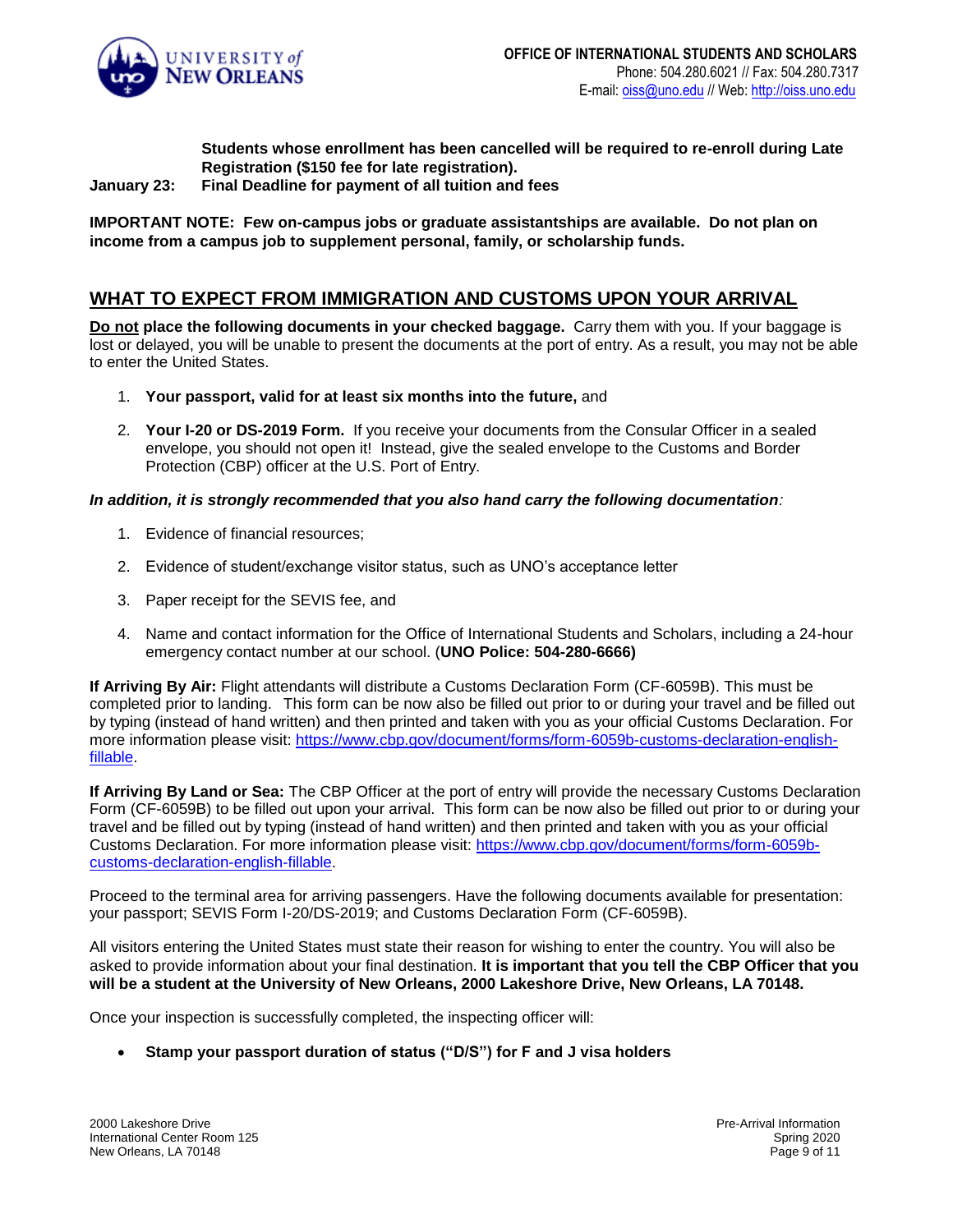**Students whose enrollment has been cancelled will be required to re-enroll during Late Registration ($150 fee for late registration).**

**January 23:** **Final Deadline for payment of all tuition and fees**

**IMPORTANT NOTE: Few on-campus jobs or graduate assistantships are available. Do not plan on income from a campus job to supplement personal, family, or scholarship funds.**

## WHAT TO EXPECT FROM IMMIGRATION AND CUSTOMS UPON YOUR ARRIVAL

**Do not place the following documents in your checked baggage.** Carry them with you. If your baggage is lost or delayed, you will be unable to present the documents at the port of entry. As a result, you may not be able to enter the United States.

1. **Your passport, valid for at least six months into the future,** and
2. **Your I-20 or DS-2019 Form.** If you receive your documents from the Consular Officer in a sealed envelope, you should not open it! Instead, give the sealed envelope to the Customs and Border Protection (CBP) officer at the U.S. Port of Entry.

***In addition, it is strongly recommended that you also hand carry the following documentation**:*

1. Evidence of financial resources;
2. Evidence of student/exchange visitor status, such as UNO's acceptance letter
3. Paper receipt for the SEVIS fee, and
4. Name and contact information for the Office of International Students and Scholars, including a 24-hour emergency contact number at our school. (**UNO Police: 504-280-6666)**

**If Arriving By Air:** Flight attendants will distribute a Customs Declaration Form (CF-6059B). This must be completed prior to landing. This form can be now also be filled out prior to or during your travel and be filled out by typing (instead of hand written) and then printed and taken with you as your official Customs Declaration. For more information please visit: https://www.cbp.gov/document/forms/form-6059b-customs-declaration-english-fillable.

**If Arriving By Land or Sea:** The CBP Officer at the port of entry will provide the necessary Customs Declaration Form (CF-6059B) to be filled out upon your arrival. This form can be now also be filled out prior to or during your travel and be filled out by typing (instead of hand written) and then printed and taken with you as your official Customs Declaration. For more information please visit: https://www.cbp.gov/document/forms/form-6059b-customs-declaration-english-fillable.

Proceed to the terminal area for arriving passengers. Have the following documents available for presentation: your passport; SEVIS Form I-20/DS-2019; and Customs Declaration Form (CF-6059B).

All visitors entering the United States must state their reason for wishing to enter the country. You will also be asked to provide information about your final destination. **It is important that you tell the CBP Officer that you will be a student at the University of New Orleans, 2000 Lakeshore Drive, New Orleans, LA 70148.**

Once your inspection is successfully completed, the inspecting officer will:

- **Stamp your passport duration of status ("D/S") for F and J visa holders**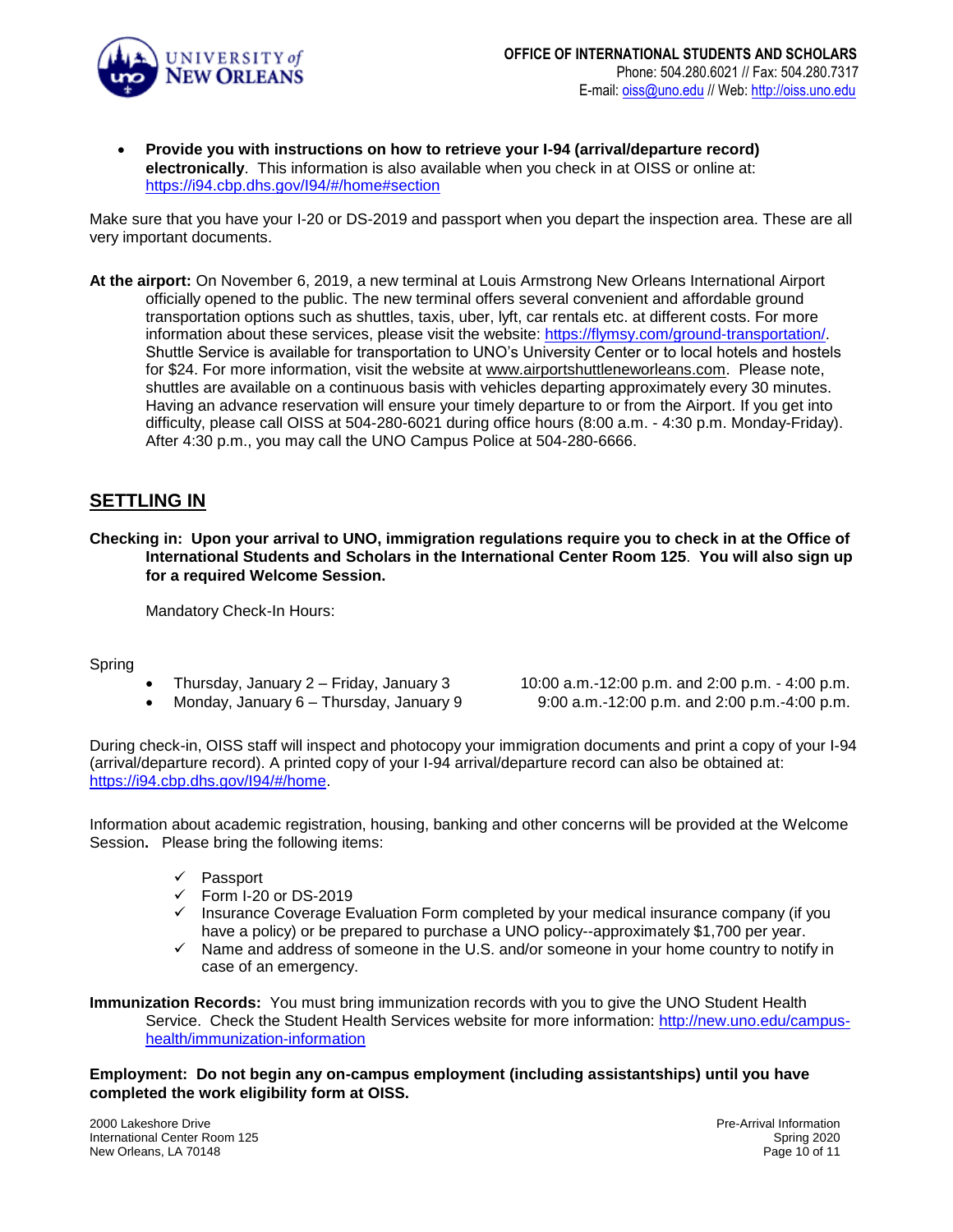- **Provide you with instructions on how to retrieve your I-94 (arrival/departure record) electronically**. This information is also available when you check in at OISS or online at: https://i94.cbp.dhs.gov/I94/#/home#section

Make sure that you have your I-20 or DS-2019 and passport when you depart the inspection area. These are all very important documents.

**At the airport:** On November 6, 2019, a new terminal at Louis Armstrong New Orleans International Airport officially opened to the public. The new terminal offers several convenient and affordable ground transportation options such as shuttles, taxis, uber, lyft, car rentals etc. at different costs. For more information about these services, please visit the website: https://flymsy.com/ground-transportation/. Shuttle Service is available for transportation to UNO's University Center or to local hotels and hostels for $24. For more information, visit the website at www.airportshuttleneworleans.com. Please note, shuttles are available on a continuous basis with vehicles departing approximately every 30 minutes. Having an advance reservation will ensure your timely departure to or from the Airport. If you get into difficulty, please call OISS at 504-280-6021 during office hours (8:00 a.m. - 4:30 p.m. Monday-Friday). After 4:30 p.m., you may call the UNO Campus Police at 504-280-6666.

## SETTLING IN

**Checking in: Upon your arrival to UNO, immigration regulations require you to check in at the Office of International Students and Scholars in the International Center Room 125. You will also sign up for a required Welcome Session.**

Mandatory Check-In Hours:

Spring

- Thursday, January 2 – Friday, January 3 — 10:00 a.m.-12:00 p.m. and 2:00 p.m. - 4:00 p.m.
- Monday, January 6 – Thursday, January 9 — 9:00 a.m.-12:00 p.m. and 2:00 p.m.-4:00 p.m.

During check-in, OISS staff will inspect and photocopy your immigration documents and print a copy of your I-94 (arrival/departure record). A printed copy of your I-94 arrival/departure record can also be obtained at: https://i94.cbp.dhs.gov/I94/#/home.

Information about academic registration, housing, banking and other concerns will be provided at the Welcome Session**.** Please bring the following items:

- ✓ Passport
- ✓ Form I-20 or DS-2019
- ✓ Insurance Coverage Evaluation Form completed by your medical insurance company (if you have a policy) or be prepared to purchase a UNO policy--approximately $1,700 per year.
- ✓ Name and address of someone in the U.S. and/or someone in your home country to notify in case of an emergency.

**Immunization Records:** You must bring immunization records with you to give the UNO Student Health Service. Check the Student Health Services website for more information: http://new.uno.edu/campus-health/immunization-information

**Employment: Do not begin any on-campus employment (including assistantships) until you have completed the work eligibility form at OISS.**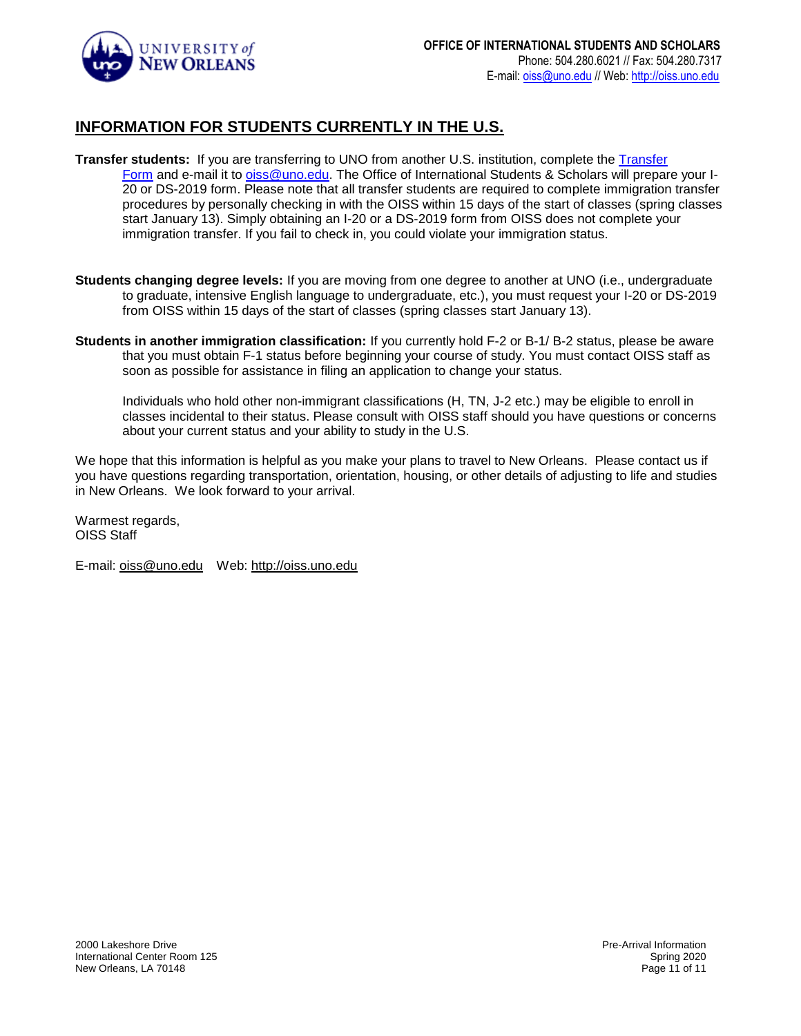## INFORMATION FOR STUDENTS CURRENTLY IN THE U.S.

**Transfer students:** If you are transferring to UNO from another U.S. institution, complete the Transfer Form and e-mail it to oiss@uno.edu. The Office of International Students & Scholars will prepare your I-20 or DS-2019 form. Please note that all transfer students are required to complete immigration transfer procedures by personally checking in with the OISS within 15 days of the start of classes (spring classes start January 13). Simply obtaining an I-20 or a DS-2019 form from OISS does not complete your immigration transfer. If you fail to check in, you could violate your immigration status.

**Students changing degree levels:** If you are moving from one degree to another at UNO (i.e., undergraduate to graduate, intensive English language to undergraduate, etc.), you must request your I-20 or DS-2019 from OISS within 15 days of the start of classes (spring classes start January 13).

**Students in another immigration classification:** If you currently hold F-2 or B-1/ B-2 status, please be aware that you must obtain F-1 status before beginning your course of study. You must contact OISS staff as soon as possible for assistance in filing an application to change your status.

Individuals who hold other non-immigrant classifications (H, TN, J-2 etc.) may be eligible to enroll in classes incidental to their status. Please consult with OISS staff should you have questions or concerns about your current status and your ability to study in the U.S.

We hope that this information is helpful as you make your plans to travel to New Orleans. Please contact us if you have questions regarding transportation, orientation, housing, or other details of adjusting to life and studies in New Orleans. We look forward to your arrival.

Warmest regards,
OISS Staff

E-mail: oiss@uno.edu    Web: http://oiss.uno.edu